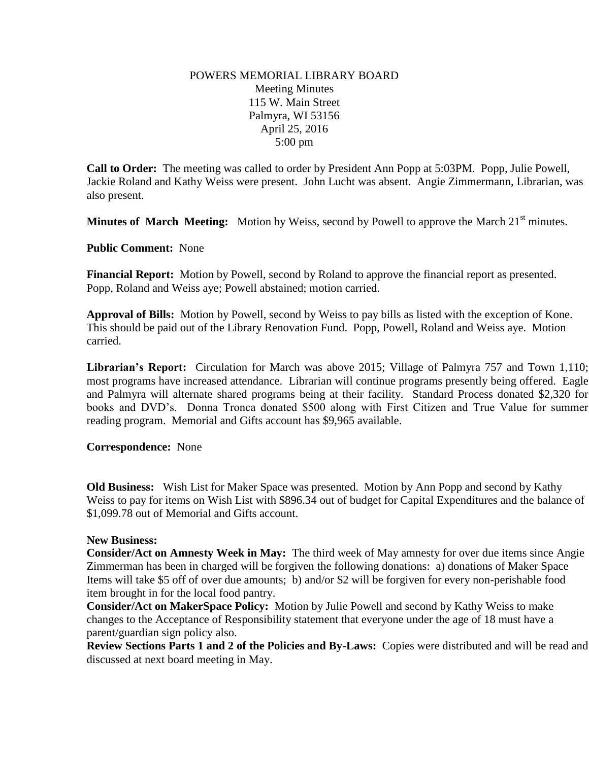POWERS MEMORIAL LIBRARY BOARD
Meeting Minutes
115 W. Main Street
Palmyra, WI 53156
April 25, 2016
5:00 pm

**Call to Order:** The meeting was called to order by President Ann Popp at 5:03PM. Popp, Julie Powell, Jackie Roland and Kathy Weiss were present. John Lucht was absent. Angie Zimmermann, Librarian, was also present.

**Minutes of March Meeting:** Motion by Weiss, second by Powell to approve the March 21st minutes.

**Public Comment:** None

**Financial Report:** Motion by Powell, second by Roland to approve the financial report as presented. Popp, Roland and Weiss aye; Powell abstained; motion carried.

**Approval of Bills:** Motion by Powell, second by Weiss to pay bills as listed with the exception of Kone. This should be paid out of the Library Renovation Fund. Popp, Powell, Roland and Weiss aye. Motion carried.

**Librarian's Report:** Circulation for March was above 2015; Village of Palmyra 757 and Town 1,110; most programs have increased attendance. Librarian will continue programs presently being offered. Eagle and Palmyra will alternate shared programs being at their facility. Standard Process donated $2,320 for books and DVD's. Donna Tronca donated $500 along with First Citizen and True Value for summer reading program. Memorial and Gifts account has $9,965 available.

**Correspondence:** None

**Old Business:** Wish List for Maker Space was presented. Motion by Ann Popp and second by Kathy Weiss to pay for items on Wish List with $896.34 out of budget for Capital Expenditures and the balance of $1,099.78 out of Memorial and Gifts account.

**New Business:**

**Consider/Act on Amnesty Week in May:** The third week of May amnesty for over due items since Angie Zimmerman has been in charged will be forgiven the following donations: a) donations of Maker Space Items will take $5 off of over due amounts; b) and/or $2 will be forgiven for every non-perishable food item brought in for the local food pantry.

**Consider/Act on MakerSpace Policy:** Motion by Julie Powell and second by Kathy Weiss to make changes to the Acceptance of Responsibility statement that everyone under the age of 18 must have a parent/guardian sign policy also.

**Review Sections Parts 1 and 2 of the Policies and By-Laws:** Copies were distributed and will be read and discussed at next board meeting in May.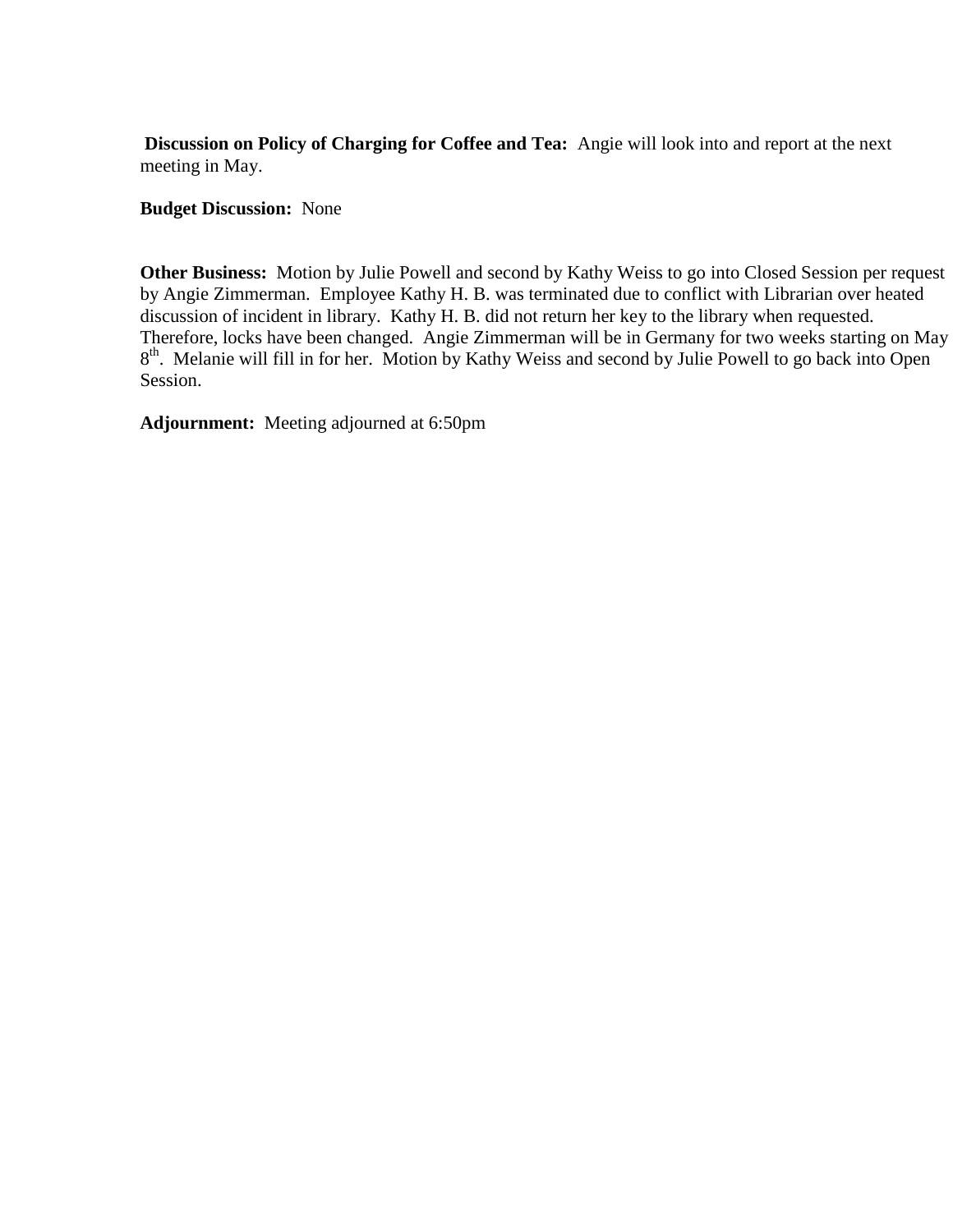**Discussion on Policy of Charging for Coffee and Tea:** Angie will look into and report at the next meeting in May.

**Budget Discussion:** None

**Other Business:** Motion by Julie Powell and second by Kathy Weiss to go into Closed Session per request by Angie Zimmerman. Employee Kathy H. B. was terminated due to conflict with Librarian over heated discussion of incident in library. Kathy H. B. did not return her key to the library when requested. Therefore, locks have been changed. Angie Zimmerman will be in Germany for two weeks starting on May 8th. Melanie will fill in for her. Motion by Kathy Weiss and second by Julie Powell to go back into Open Session.

**Adjournment:** Meeting adjourned at 6:50pm